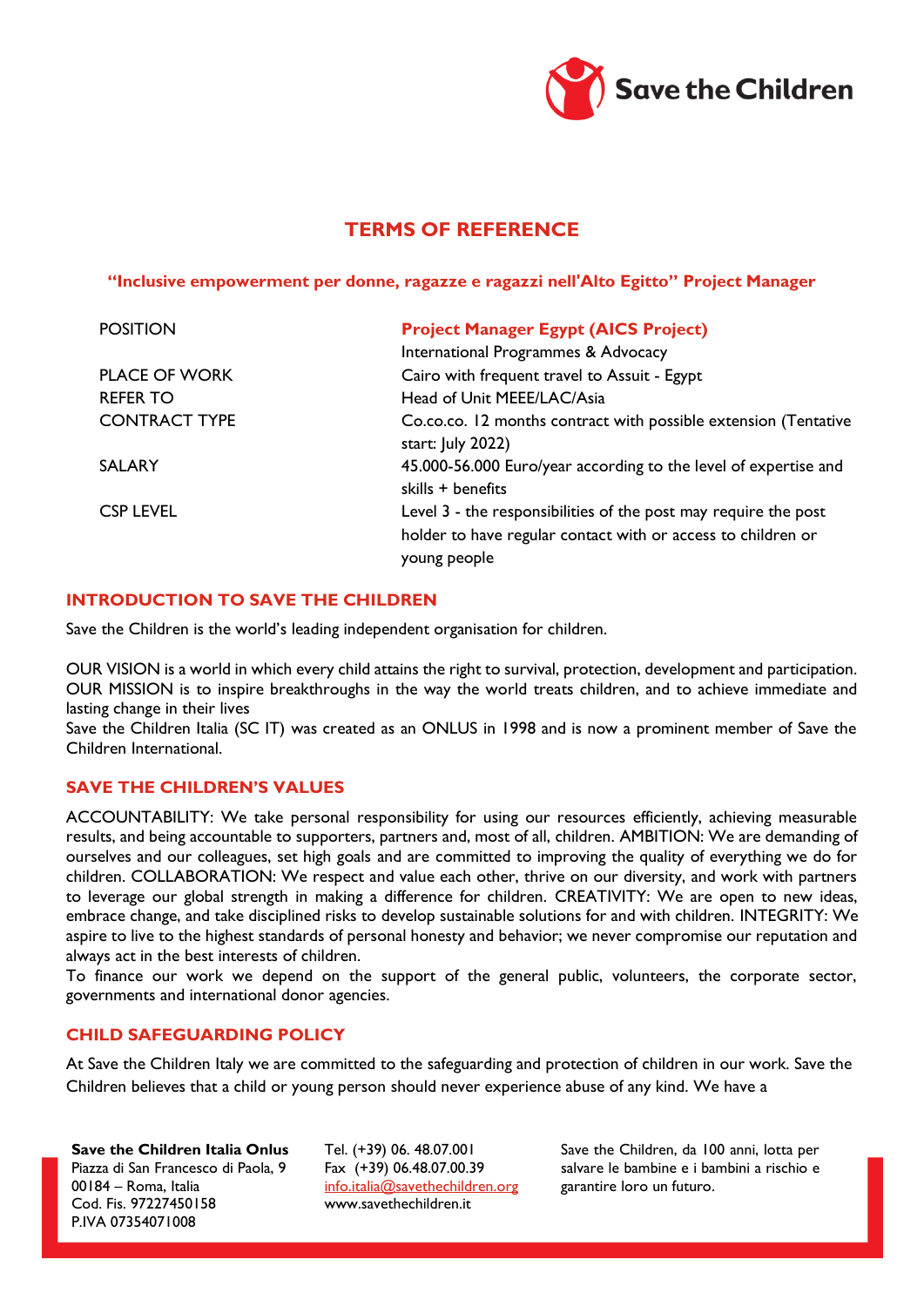# TERMS OF REFERENCE

**"Inclusive empowerment per donne, ragazze e ragazzi nell'Alto Egitto" Project Manager**

| | |
|---|---|
| POSITION | **Project Manager Egypt (AICS Project)**<br>International Programmes & Advocacy |
| PLACE OF WORK | Cairo with frequent travel to Assuit - Egypt |
| REFER TO | Head of Unit MEEE/LAC/Asia |
| CONTRACT TYPE | Co.co.co. 12 months contract with possible extension (Tentative start: July 2022) |
| SALARY | 45.000-56.000 Euro/year according to the level of expertise and skills + benefits |
| CSP LEVEL | Level 3 - the responsibilities of the post may require the post holder to have regular contact with or access to children or young people |

## INTRODUCTION TO SAVE THE CHILDREN

Save the Children is the world's leading independent organisation for children.

OUR VISION is a world in which every child attains the right to survival, protection, development and participation.
OUR MISSION is to inspire breakthroughs in the way the world treats children, and to achieve immediate and lasting change in their lives
Save the Children Italia (SC IT) was created as an ONLUS in 1998 and is now a prominent member of Save the Children International.

## SAVE THE CHILDREN'S VALUES

ACCOUNTABILITY: We take personal responsibility for using our resources efficiently, achieving measurable results, and being accountable to supporters, partners and, most of all, children. AMBITION: We are demanding of ourselves and our colleagues, set high goals and are committed to improving the quality of everything we do for children. COLLABORATION: We respect and value each other, thrive on our diversity, and work with partners to leverage our global strength in making a difference for children. CREATIVITY: We are open to new ideas, embrace change, and take disciplined risks to develop sustainable solutions for and with children. INTEGRITY: We aspire to live to the highest standards of personal honesty and behavior; we never compromise our reputation and always act in the best interests of children.
To finance our work we depend on the support of the general public, volunteers, the corporate sector, governments and international donor agencies.

## CHILD SAFEGUARDING POLICY

At Save the Children Italy we are committed to the safeguarding and protection of children in our work. Save the Children believes that a child or young person should never experience abuse of any kind. We have a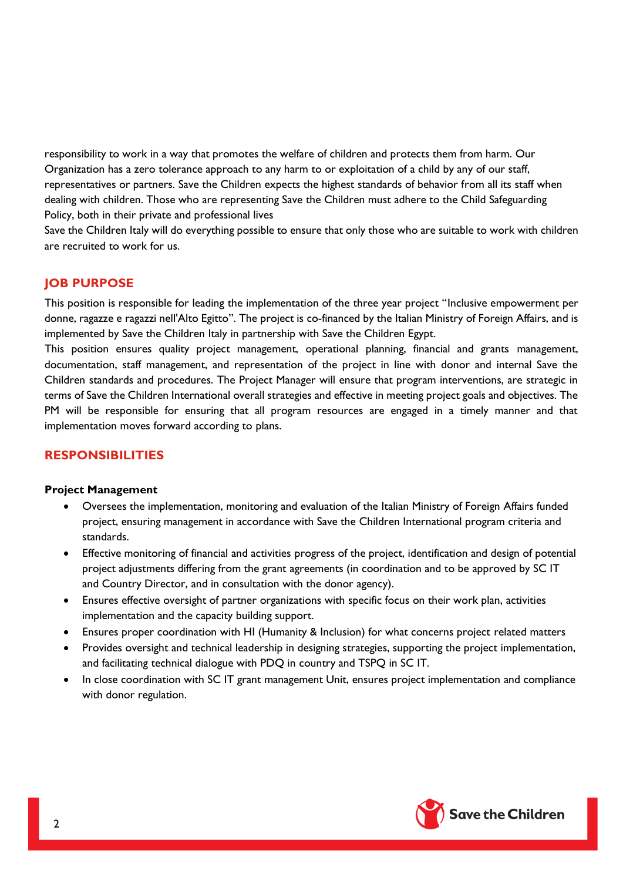responsibility to work in a way that promotes the welfare of children and protects them from harm. Our Organization has a zero tolerance approach to any harm to or exploitation of a child by any of our staff, representatives or partners. Save the Children expects the highest standards of behavior from all its staff when dealing with children. Those who are representing Save the Children must adhere to the Child Safeguarding Policy, both in their private and professional lives

Save the Children Italy will do everything possible to ensure that only those who are suitable to work with children are recruited to work for us.

## JOB PURPOSE

This position is responsible for leading the implementation of the three year project "Inclusive empowerment per donne, ragazze e ragazzi nell'Alto Egitto". The project is co-financed by the Italian Ministry of Foreign Affairs, and is implemented by Save the Children Italy in partnership with Save the Children Egypt.

This position ensures quality project management, operational planning, financial and grants management, documentation, staff management, and representation of the project in line with donor and internal Save the Children standards and procedures. The Project Manager will ensure that program interventions, are strategic in terms of Save the Children International overall strategies and effective in meeting project goals and objectives. The PM will be responsible for ensuring that all program resources are engaged in a timely manner and that implementation moves forward according to plans.

## RESPONSIBILITIES

**Project Management**

- Oversees the implementation, monitoring and evaluation of the Italian Ministry of Foreign Affairs funded project, ensuring management in accordance with Save the Children International program criteria and standards.
- Effective monitoring of financial and activities progress of the project, identification and design of potential project adjustments differing from the grant agreements (in coordination and to be approved by SC IT and Country Director, and in consultation with the donor agency).
- Ensures effective oversight of partner organizations with specific focus on their work plan, activities implementation and the capacity building support.
- Ensures proper coordination with HI (Humanity & Inclusion) for what concerns project related matters
- Provides oversight and technical leadership in designing strategies, supporting the project implementation, and facilitating technical dialogue with PDQ in country and TSPQ in SC IT.
- In close coordination with SC IT grant management Unit, ensures project implementation and compliance with donor regulation.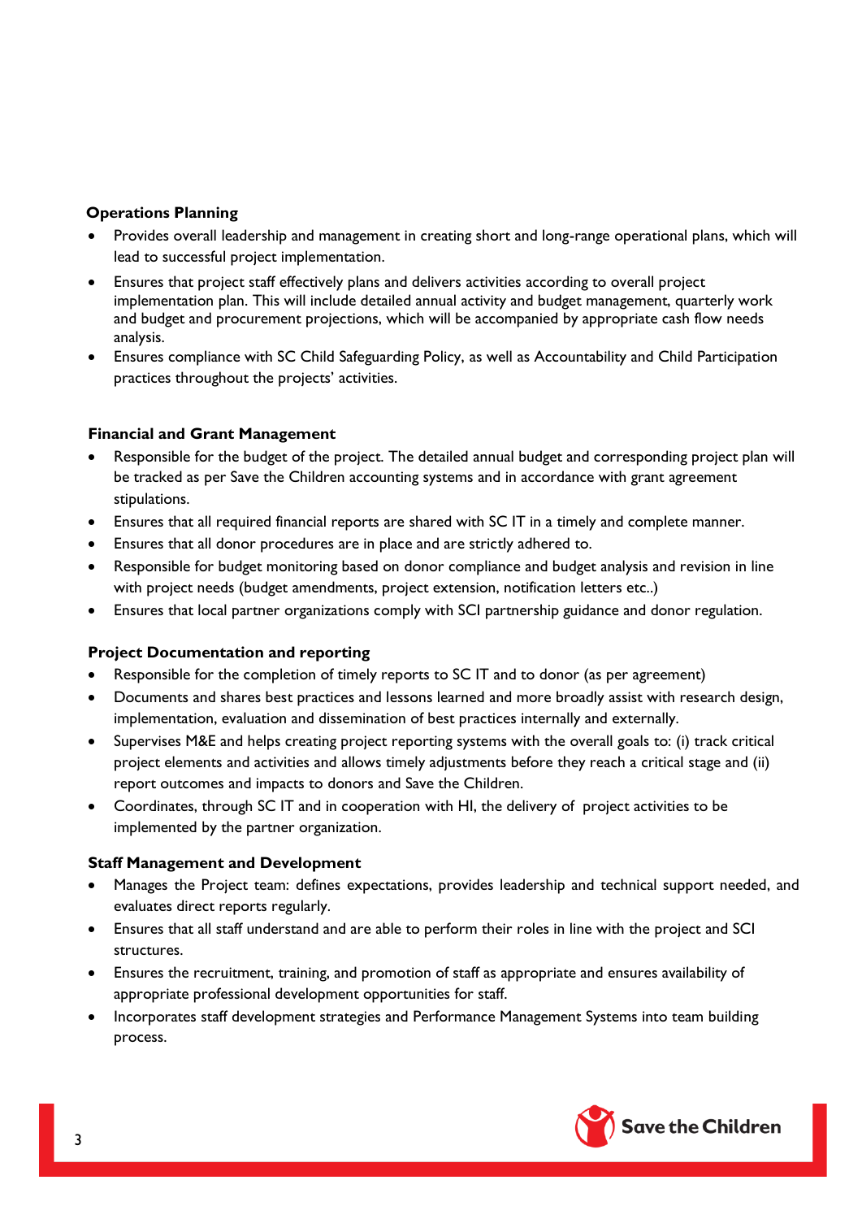**Operations Planning**

- Provides overall leadership and management in creating short and long-range operational plans, which will lead to successful project implementation.
- Ensures that project staff effectively plans and delivers activities according to overall project implementation plan. This will include detailed annual activity and budget management, quarterly work and budget and procurement projections, which will be accompanied by appropriate cash flow needs analysis.
- Ensures compliance with SC Child Safeguarding Policy, as well as Accountability and Child Participation practices throughout the projects' activities.

**Financial and Grant Management**

- Responsible for the budget of the project. The detailed annual budget and corresponding project plan will be tracked as per Save the Children accounting systems and in accordance with grant agreement stipulations.
- Ensures that all required financial reports are shared with SC IT in a timely and complete manner.
- Ensures that all donor procedures are in place and are strictly adhered to.
- Responsible for budget monitoring based on donor compliance and budget analysis and revision in line with project needs (budget amendments, project extension, notification letters etc..)
- Ensures that local partner organizations comply with SCI partnership guidance and donor regulation.

**Project Documentation and reporting**

- Responsible for the completion of timely reports to SC IT and to donor (as per agreement)
- Documents and shares best practices and lessons learned and more broadly assist with research design, implementation, evaluation and dissemination of best practices internally and externally.
- Supervises M&E and helps creating project reporting systems with the overall goals to: (i) track critical project elements and activities and allows timely adjustments before they reach a critical stage and (ii) report outcomes and impacts to donors and Save the Children.
- Coordinates, through SC IT and in cooperation with HI, the delivery of project activities to be implemented by the partner organization.

**Staff Management and Development**

- Manages the Project team: defines expectations, provides leadership and technical support needed, and evaluates direct reports regularly.
- Ensures that all staff understand and are able to perform their roles in line with the project and SCI structures.
- Ensures the recruitment, training, and promotion of staff as appropriate and ensures availability of appropriate professional development opportunities for staff.
- Incorporates staff development strategies and Performance Management Systems into team building process.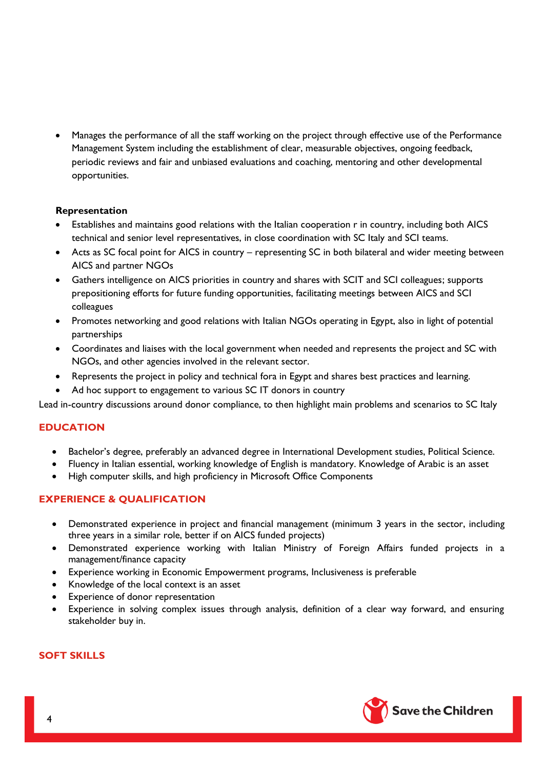- Manages the performance of all the staff working on the project through effective use of the Performance Management System including the establishment of clear, measurable objectives, ongoing feedback, periodic reviews and fair and unbiased evaluations and coaching, mentoring and other developmental opportunities.

**Representation**

- Establishes and maintains good relations with the Italian cooperation r in country, including both AICS technical and senior level representatives, in close coordination with SC Italy and SCI teams.
- Acts as SC focal point for AICS in country – representing SC in both bilateral and wider meeting between AICS and partner NGOs
- Gathers intelligence on AICS priorities in country and shares with SCIT and SCI colleagues; supports prepositioning efforts for future funding opportunities, facilitating meetings between AICS and SCI colleagues
- Promotes networking and good relations with Italian NGOs operating in Egypt, also in light of potential partnerships
- Coordinates and liaises with the local government when needed and represents the project and SC with NGOs, and other agencies involved in the relevant sector.
- Represents the project in policy and technical fora in Egypt and shares best practices and learning.
- Ad hoc support to engagement to various SC IT donors in country

Lead in-country discussions around donor compliance, to then highlight main problems and scenarios to SC Italy

## EDUCATION

- Bachelor's degree, preferably an advanced degree in International Development studies, Political Science.
- Fluency in Italian essential, working knowledge of English is mandatory. Knowledge of Arabic is an asset
- High computer skills, and high proficiency in Microsoft Office Components

## EXPERIENCE & QUALIFICATION

- Demonstrated experience in project and financial management (minimum 3 years in the sector, including three years in a similar role, better if on AICS funded projects)
- Demonstrated experience working with Italian Ministry of Foreign Affairs funded projects in a management/finance capacity
- Experience working in Economic Empowerment programs, Inclusiveness is preferable
- Knowledge of the local context is an asset
- Experience of donor representation
- Experience in solving complex issues through analysis, definition of a clear way forward, and ensuring stakeholder buy in.

## SOFT SKILLS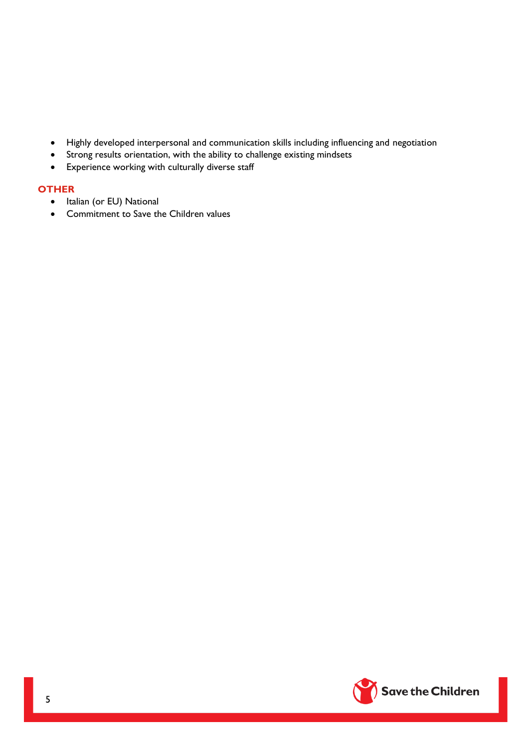- Highly developed interpersonal and communication skills including influencing and negotiation
- Strong results orientation, with the ability to challenge existing mindsets
- Experience working with culturally diverse staff

## OTHER

- Italian (or EU) National
- Commitment to Save the Children values